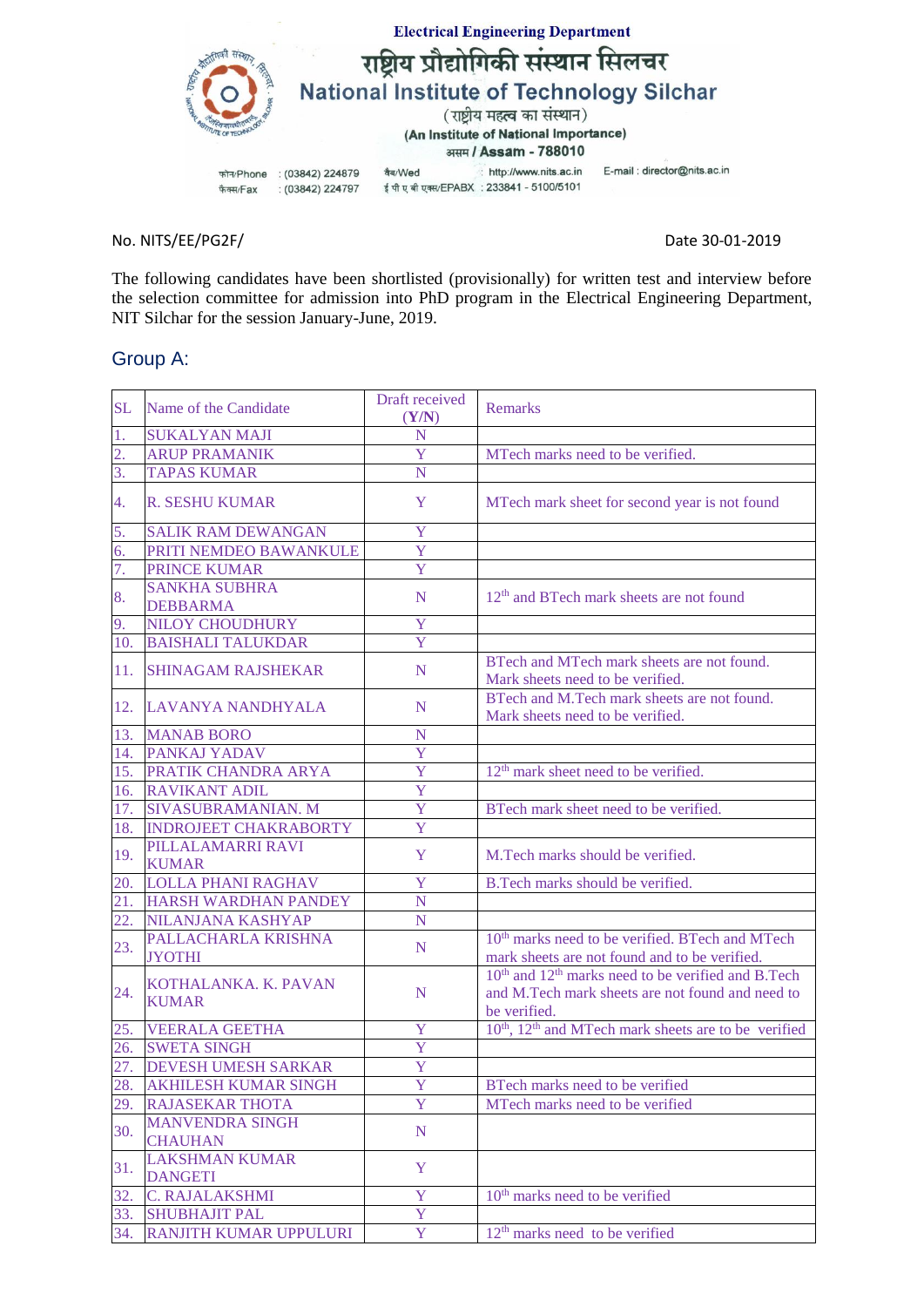Electrical Engineering Department

# राष्ट्रीय प्रौद्योगिकी संस्थान सिलचर
# National Institute of Technology Silchar

(राष्ट्रीय महत्व का संस्थान)

(An Institute of National Importance)

असम / Assam - 788010

फोन/Phone : (03842) 224879 वैब/Wed : http://www.nits.ac.in E-mail : director@nits.ac.in
फैक्स/Fax : (03842) 224797 ई पी ए बी एक्स/EPABX : 233841 - 5100/5101

No. NITS/EE/PG2F/ Date 30-01-2019

The following candidates have been shortlisted (provisionally) for written test and interview before the selection committee for admission into PhD program in the Electrical Engineering Department, NIT Silchar for the session January-June, 2019.

## Group A:

| SL | Name of the Candidate | Draft received (Y/N) | Remarks |
|---|---|---|---|
| 1. | SUKALYAN MAJI | N | |
| 2. | ARUP PRAMANIK | Y | MTech marks need to be verified. |
| 3. | TAPAS KUMAR | N | |
| 4. | R. SESHU KUMAR | Y | MTech mark sheet for second year is not found |
| 5. | SALIK RAM DEWANGAN | Y | |
| 6. | PRITI NEMDEO BAWANKULE | Y | |
| 7. | PRINCE KUMAR | Y | |
| 8. | SANKHA SUBHRA DEBBARMA | N | 12th and BTech mark sheets are not found |
| 9. | NILOY CHOUDHURY | Y | |
| 10. | BAISHALI TALUKDAR | Y | |
| 11. | SHINAGAM RAJSHEKAR | N | BTech and MTech mark sheets are not found. Mark sheets need to be verified. |
| 12. | LAVANYA NANDHYALA | N | BTech and M.Tech mark sheets are not found. Mark sheets need to be verified. |
| 13. | MANAB BORO | N | |
| 14. | PANKAJ YADAV | Y | |
| 15. | PRATIK CHANDRA ARYA | Y | 12th mark sheet need to be verified. |
| 16. | RAVIKANT ADIL | Y | |
| 17. | SIVASUBRAMANIAN. M | Y | BTech mark sheet need to be verified. |
| 18. | INDROJEET CHAKRABORTY | Y | |
| 19. | PILLALAMARRI RAVI KUMAR | Y | M.Tech marks should be verified. |
| 20. | LOLLA PHANI RAGHAV | Y | B.Tech marks should be verified. |
| 21. | HARSH WARDHAN PANDEY | N | |
| 22. | NILANJANA KASHYAP | N | |
| 23. | PALLACHARLA KRISHNA JYOTHI | N | 10th marks need to be verified. BTech and MTech mark sheets are not found and to be verified. |
| 24. | KOTHALANKA. K. PAVAN KUMAR | N | 10th and 12th marks need to be verified and B.Tech and M.Tech mark sheets are not found and need to be verified. |
| 25. | VEERALA GEETHA | Y | 10th, 12th and MTech mark sheets are to be verified |
| 26. | SWETA SINGH | Y | |
| 27. | DEVESH UMESH SARKAR | Y | |
| 28. | AKHILESH KUMAR SINGH | Y | BTech marks need to be verified |
| 29. | RAJASEKAR THOTA | Y | MTech marks need to be verified |
| 30. | MANVENDRA SINGH CHAUHAN | N | |
| 31. | LAKSHMAN KUMAR DANGETI | Y | |
| 32. | C. RAJALAKSHMI | Y | 10th marks need to be verified |
| 33. | SHUBHAJIT PAL | Y | |
| 34. | RANJITH KUMAR UPPULURI | Y | 12th marks need to be verified |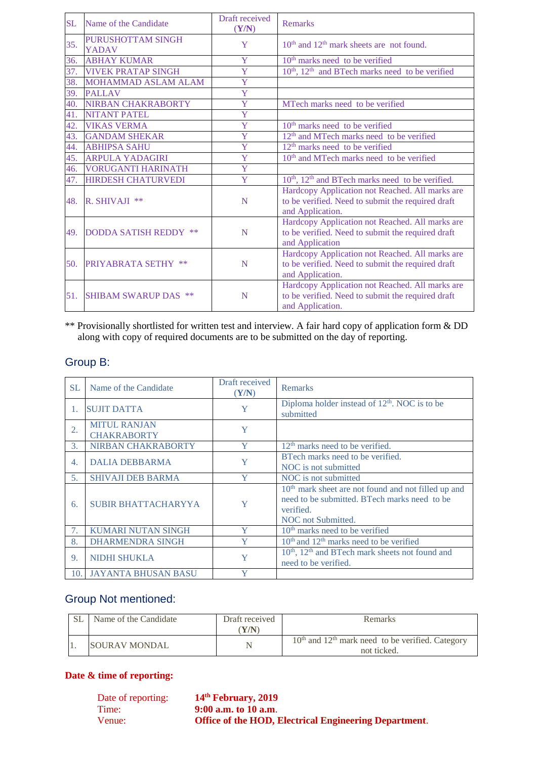| SL | Name of the Candidate | Draft received (Y/N) | Remarks |
|---|---|---|---|
| 35. | PURUSHOTTAM SINGH YADAV | Y | 10th and 12th mark sheets are not found. |
| 36. | ABHAY KUMAR | Y | 10th marks need to be verified |
| 37. | VIVEK PRATAP SINGH | Y | 10th, 12th and BTech marks need to be verified |
| 38. | MOHAMMAD ASLAM ALAM | Y | |
| 39. | PALLAV | Y | |
| 40. | NIRBAN CHAKRABORTY | Y | MTech marks need to be verified |
| 41. | NITANT PATEL | Y | |
| 42. | VIKAS VERMA | Y | 10th marks need to be verified |
| 43. | GANDAM SHEKAR | Y | 12th and MTech marks need to be verified |
| 44. | ABHIPSA SAHU | Y | 12th marks need to be verified |
| 45. | ARPULA YADAGIRI | Y | 10th and MTech marks need to be verified |
| 46. | VORUGANTI HARINATH | Y | |
| 47. | HIRDESH CHATURVEDI | Y | 10th, 12th and BTech marks need to be verified. |
| 48. | R. SHIVAJI ** | N | Hardcopy Application not Reached. All marks are to be verified. Need to submit the required draft and Application. |
| 49. | DODDA SATISH REDDY ** | N | Hardcopy Application not Reached. All marks are to be verified. Need to submit the required draft and Application |
| 50. | PRIYABRATA SETHY ** | N | Hardcopy Application not Reached. All marks are to be verified. Need to submit the required draft and Application. |
| 51. | SHIBAM SWARUP DAS ** | N | Hardcopy Application not Reached. All marks are to be verified. Need to submit the required draft and Application. |

** Provisionally shortlisted for written test and interview. A fair hard copy of application form & DD along with copy of required documents are to be submitted on the day of reporting.

## Group B:

| SL | Name of the Candidate | Draft received (Y/N) | Remarks |
|---|---|---|---|
| 1. | SUJIT DATTA | Y | Diploma holder instead of 12th. NOC is to be submitted |
| 2. | MITUL RANJAN CHAKRABORTY | Y | |
| 3. | NIRBAN CHAKRABORTY | Y | 12th marks need to be verified. |
| 4. | DALIA DEBBARMA | Y | BTech marks need to be verified. NOC is not submitted |
| 5. | SHIVAJI DEB BARMA | Y | NOC is not submitted |
| 6. | SUBIR BHATTACHARYYA | Y | 10th mark sheet are not found and not filled up and need to be submitted. BTech marks need to be verified. NOC not Submitted. |
| 7. | KUMARI NUTAN SINGH | Y | 10th marks need to be verified |
| 8. | DHARMENDRA SINGH | Y | 10th and 12th marks need to be verified |
| 9. | NIDHI SHUKLA | Y | 10th, 12th and BTech mark sheets not found and need to be verified. |
| 10. | JAYANTA BHUSAN BASU | Y | |

## Group Not mentioned:

| SL | Name of the Candidate | Draft received (Y/N) | Remarks |
|---|---|---|---|
| 1. | SOURAV MONDAL | N | 10th and 12th mark need to be verified. Category not ticked. |

**Date & time of reporting:**

Date of reporting: **14th February, 2019**
Time: **9:00 a.m. to 10 a.m.**
Venue: **Office of the HOD, Electrical Engineering Department**.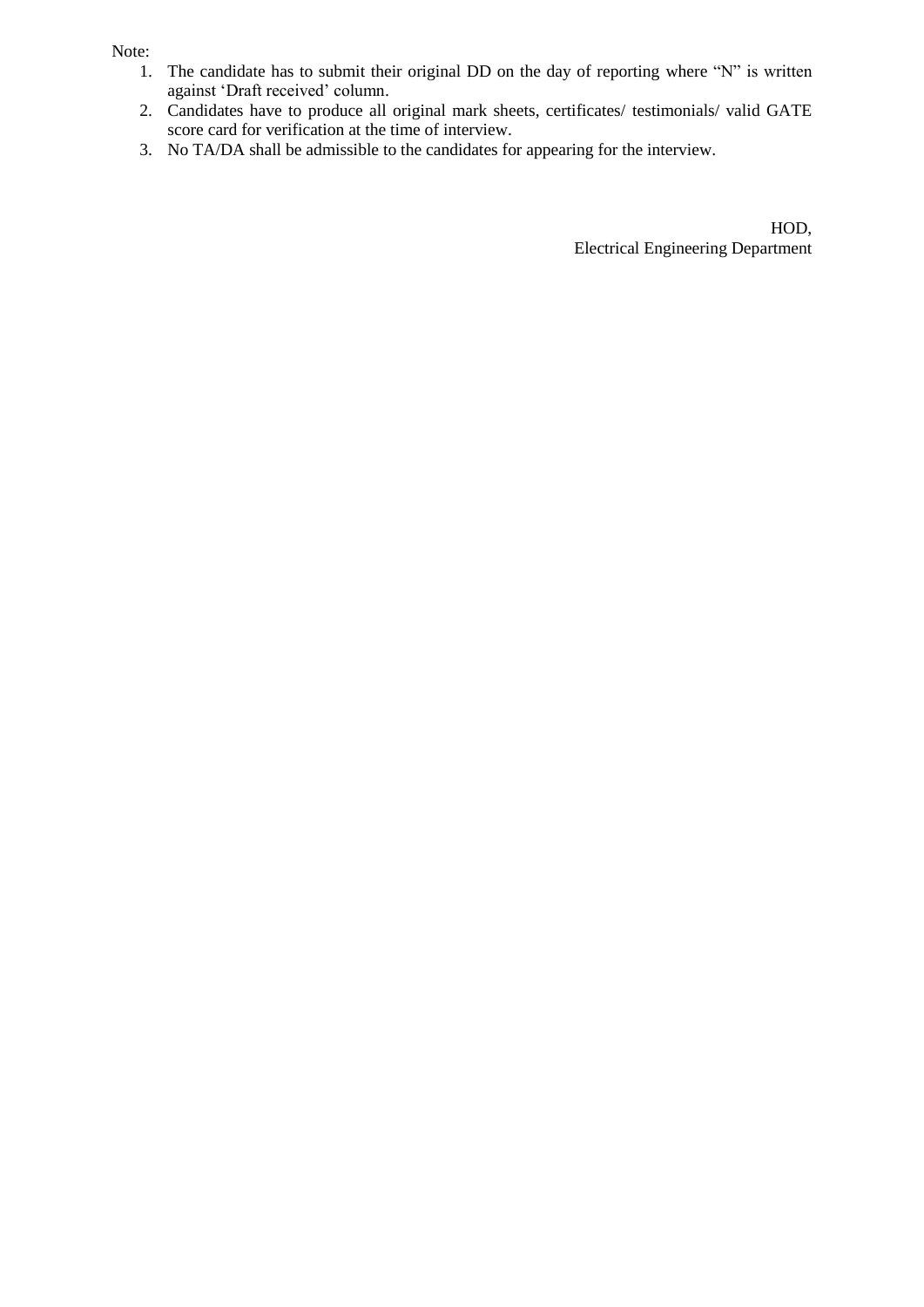Note:

1. The candidate has to submit their original DD on the day of reporting where “N” is written against ‘Draft received’ column.
2. Candidates have to produce all original mark sheets, certificates/ testimonials/ valid GATE score card for verification at the time of interview.
3. No TA/DA shall be admissible to the candidates for appearing for the interview.

HOD,
Electrical Engineering Department